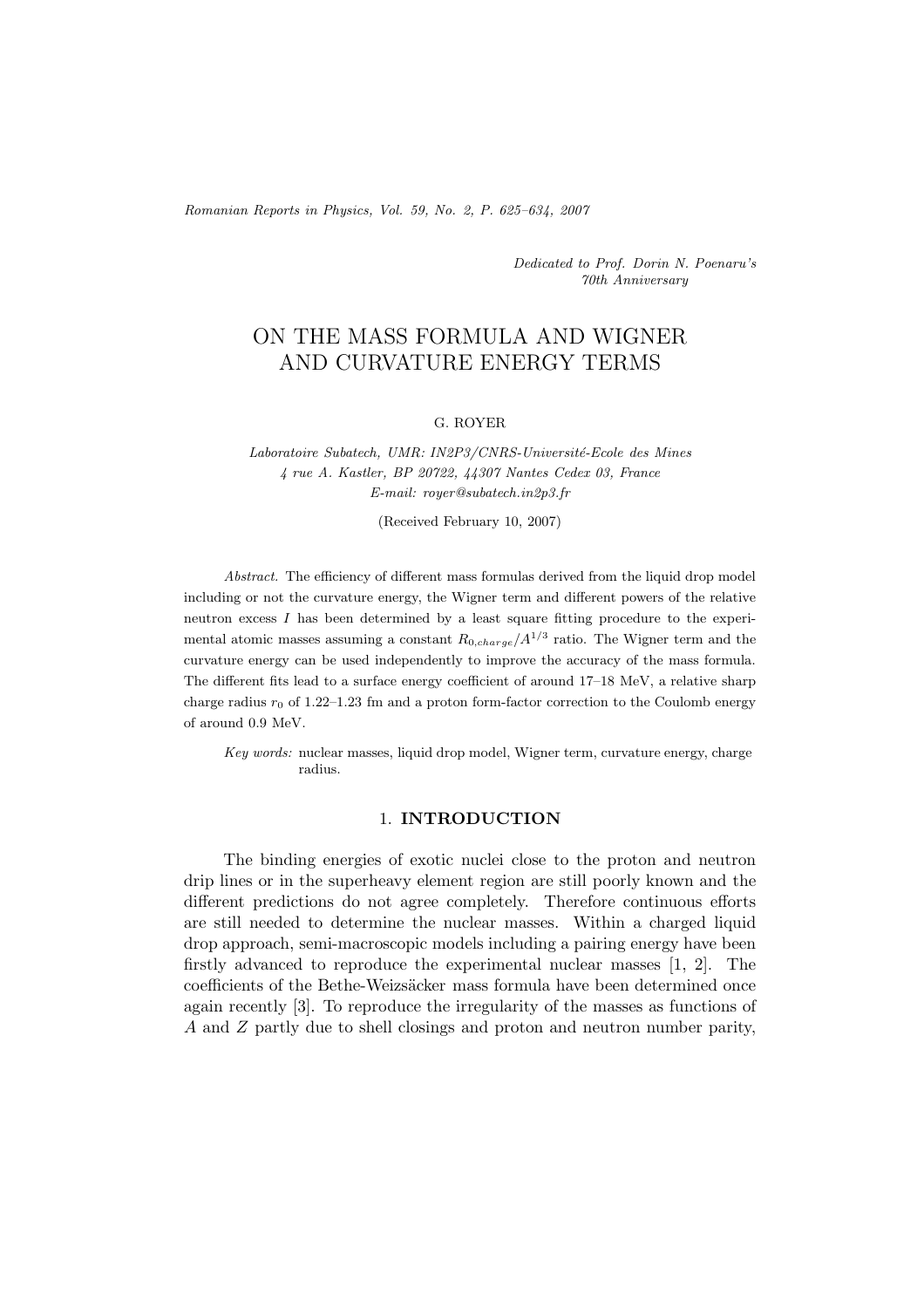Dedicated to Prof. Dorin N. Poenaru's 70th Anniversary

# ON THE MASS FORMULA AND WIGNER AND CURVATURE ENERGY TERMS

G. ROYER

*Laboratoire Subatech, UMR: IN2P3/CNRS-Université-Ecole des Mines*
*4 rue A. Kastler, BP 20722, 44307 Nantes Cedex 03, France*
*E-mail: royer@subatech.in2p3.fr*

(Received February 10, 2007)

*Abstract.* The efficiency of different mass formulas derived from the liquid drop model including or not the curvature energy, the Wigner term and different powers of the relative neutron excess $I$ has been determined by a least square fitting procedure to the experimental atomic masses assuming a constant $R_{0,charge}/A^{1/3}$ ratio. The Wigner term and the curvature energy can be used independently to improve the accuracy of the mass formula. The different fits lead to a surface energy coefficient of around 17–18 MeV, a relative sharp charge radius $r_0$ of 1.22–1.23 fm and a proton form-factor correction to the Coulomb energy of around 0.9 MeV.

*Key words:* nuclear masses, liquid drop model, Wigner term, curvature energy, charge radius.

## 1. INTRODUCTION

The binding energies of exotic nuclei close to the proton and neutron drip lines or in the superheavy element region are still poorly known and the different predictions do not agree completely. Therefore continuous efforts are still needed to determine the nuclear masses. Within a charged liquid drop approach, semi-macroscopic models including a pairing energy have been firstly advanced to reproduce the experimental nuclear masses [1, 2]. The coefficients of the Bethe-Weizsäcker mass formula have been determined once again recently [3]. To reproduce the irregularity of the masses as functions of $A$ and $Z$ partly due to shell closings and proton and neutron number parity,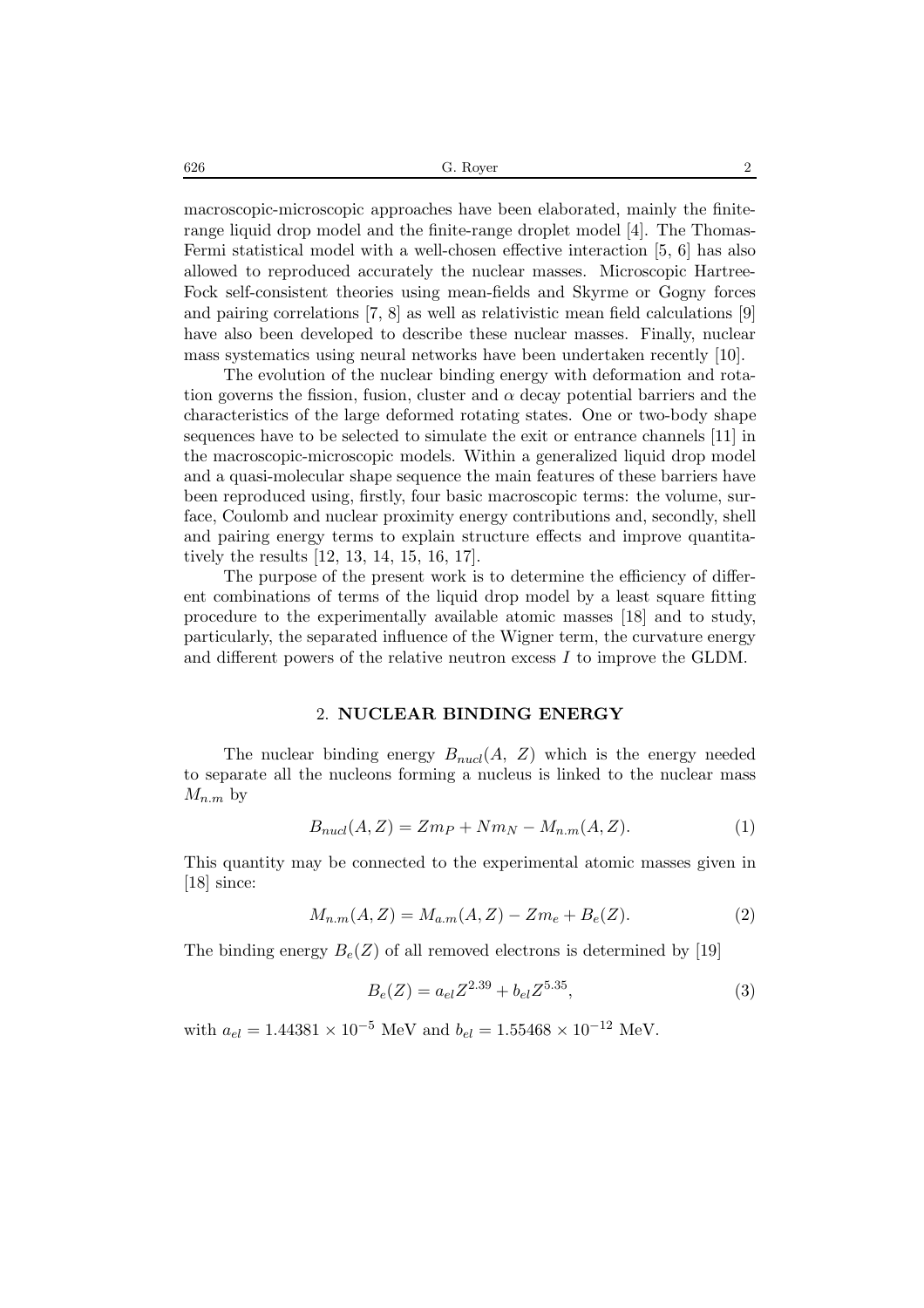macroscopic-microscopic approaches have been elaborated, mainly the finite-range liquid drop model and the finite-range droplet model [4]. The Thomas-Fermi statistical model with a well-chosen effective interaction [5, 6] has also allowed to reproduced accurately the nuclear masses. Microscopic Hartree-Fock self-consistent theories using mean-fields and Skyrme or Gogny forces and pairing correlations [7, 8] as well as relativistic mean field calculations [9] have also been developed to describe these nuclear masses. Finally, nuclear mass systematics using neural networks have been undertaken recently [10].

The evolution of the nuclear binding energy with deformation and rotation governs the fission, fusion, cluster and $\alpha$ decay potential barriers and the characteristics of the large deformed rotating states. One or two-body shape sequences have to be selected to simulate the exit or entrance channels [11] in the macroscopic-microscopic models. Within a generalized liquid drop model and a quasi-molecular shape sequence the main features of these barriers have been reproduced using, firstly, four basic macroscopic terms: the volume, surface, Coulomb and nuclear proximity energy contributions and, secondly, shell and pairing energy terms to explain structure effects and improve quantitatively the results [12, 13, 14, 15, 16, 17].

The purpose of the present work is to determine the efficiency of different combinations of terms of the liquid drop model by a least square fitting procedure to the experimentally available atomic masses [18] and to study, particularly, the separated influence of the Wigner term, the curvature energy and different powers of the relative neutron excess $I$ to improve the GLDM.

## 2. NUCLEAR BINDING ENERGY

The nuclear binding energy $B_{nucl}(A,\ Z)$ which is the energy needed to separate all the nucleons forming a nucleus is linked to the nuclear mass $M_{n.m}$ by

$$B_{nucl}(A,Z) = Zm_P + Nm_N - M_{n.m}(A,Z). \tag{1}$$

This quantity may be connected to the experimental atomic masses given in [18] since:

$$M_{n.m}(A,Z) = M_{a.m}(A,Z) - Zm_e + B_e(Z). \tag{2}$$

The binding energy $B_e(Z)$ of all removed electrons is determined by [19]

$$B_e(Z) = a_{el}Z^{2.39} + b_{el}Z^{5.35}, \tag{3}$$

with $a_{el} = 1.44381 \times 10^{-5}$ MeV and $b_{el} = 1.55468 \times 10^{-12}$ MeV.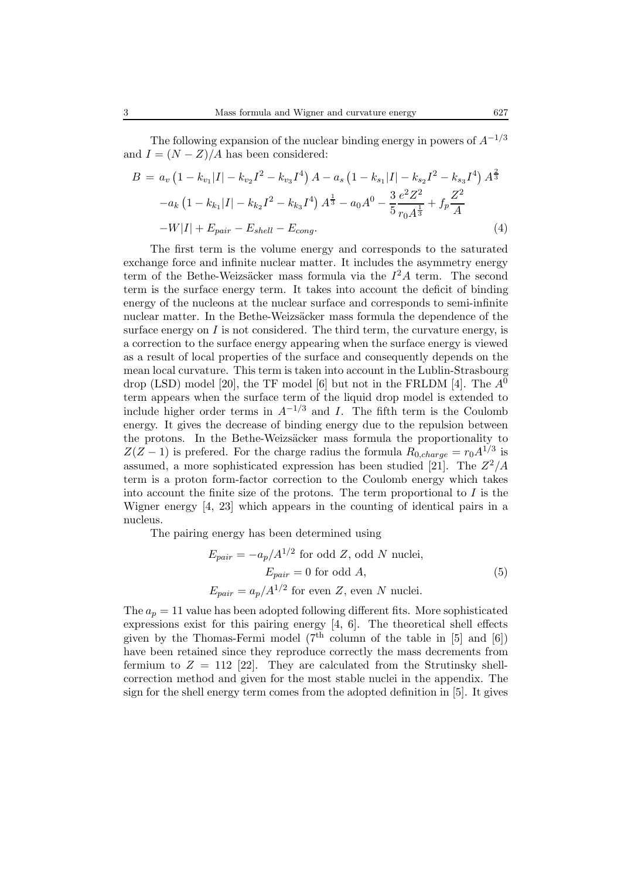The following expansion of the nuclear binding energy in powers of $A^{-1/3}$ and $I = (N - Z)/A$ has been considered:

$$
\begin{aligned}
B = \; & a_v \left(1 - k_{v_1}|I| - k_{v_2} I^2 - k_{v_3} I^4\right) A - a_s \left(1 - k_{s_1}|I| - k_{s_2} I^2 - k_{s_3} I^4\right) A^{\frac{2}{3}} \\
& - a_k \left(1 - k_{k_1}|I| - k_{k_2} I^2 - k_{k_3} I^4\right) A^{\frac{1}{3}} - a_0 A^0 - \frac{3}{5}\frac{e^2 Z^2}{r_0 A^{\frac{1}{3}}} + f_p \frac{Z^2}{A} \\
& - W|I| + E_{pair} - E_{shell} - E_{cong}. \qquad (4)
\end{aligned}
$$

The first term is the volume energy and corresponds to the saturated exchange force and infinite nuclear matter. It includes the asymmetry energy term of the Bethe-Weizsäcker mass formula via the $I^2 A$ term. The second term is the surface energy term. It takes into account the deficit of binding energy of the nucleons at the nuclear surface and corresponds to semi-infinite nuclear matter. In the Bethe-Weizsäcker mass formula the dependence of the surface energy on $I$ is not considered. The third term, the curvature energy, is a correction to the surface energy appearing when the surface energy is viewed as a result of local properties of the surface and consequently depends on the mean local curvature. This term is taken into account in the Lublin-Strasbourg drop (LSD) model [20], the TF model [6] but not in the FRLDM [4]. The $A^0$ term appears when the surface term of the liquid drop model is extended to include higher order terms in $A^{-1/3}$ and $I$. The fifth term is the Coulomb energy. It gives the decrease of binding energy due to the repulsion between the protons. In the Bethe-Weizsäcker mass formula the proportionality to $Z(Z-1)$ is prefered. For the charge radius the formula $R_{0,charge} = r_0 A^{1/3}$ is assumed, a more sophisticated expression has been studied [21]. The $Z^2/A$ term is a proton form-factor correction to the Coulomb energy which takes into account the finite size of the protons. The term proportional to $I$ is the Wigner energy [4, 23] which appears in the counting of identical pairs in a nucleus.

The pairing energy has been determined using

$$
\begin{aligned}
E_{pair} &= -a_p / A^{1/2} \text{ for odd } Z, \text{ odd } N \text{ nuclei}, \\
E_{pair} &= 0 \text{ for odd } A, \qquad (5) \\
E_{pair} &= a_p / A^{1/2} \text{ for even } Z, \text{ even } N \text{ nuclei}.
\end{aligned}
$$

The $a_p = 11$ value has been adopted following different fits. More sophisticated expressions exist for this pairing energy [4, 6]. The theoretical shell effects given by the Thomas-Fermi model ($7^{\text{th}}$ column of the table in [5] and [6]) have been retained since they reproduce correctly the mass decrements from fermium to $Z = 112$ [22]. They are calculated from the Strutinsky shell-correction method and given for the most stable nuclei in the appendix. The sign for the shell energy term comes from the adopted definition in [5]. It gives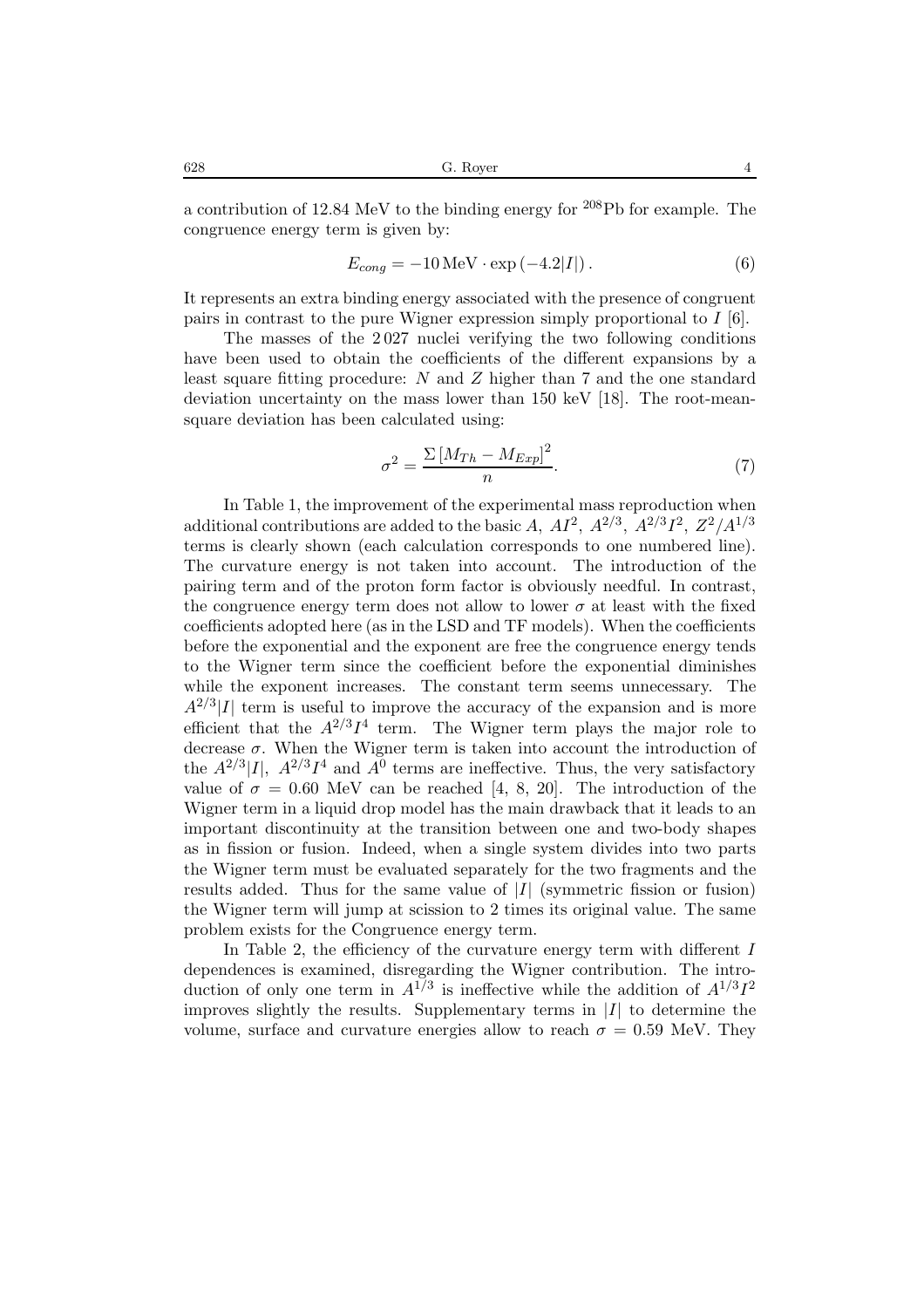a contribution of 12.84 MeV to the binding energy for $^{208}$Pb for example. The congruence energy term is given by:

$$E_{cong} = -10\,\text{MeV} \cdot \exp\left(-4.2|I|\right). \tag{6}$$

It represents an extra binding energy associated with the presence of congruent pairs in contrast to the pure Wigner expression simply proportional to $I$ [6].

The masses of the 2 027 nuclei verifying the two following conditions have been used to obtain the coefficients of the different expansions by a least square fitting procedure: $N$ and $Z$ higher than 7 and the one standard deviation uncertainty on the mass lower than 150 keV [18]. The root-mean-square deviation has been calculated using:

$$\sigma^2 = \frac{\Sigma\left[M_{Th} - M_{Exp}\right]^2}{n}. \tag{7}$$

In Table 1, the improvement of the experimental mass reproduction when additional contributions are added to the basic $A$, $AI^2$, $A^{2/3}$, $A^{2/3}I^2$, $Z^2/A^{1/3}$ terms is clearly shown (each calculation corresponds to one numbered line). The curvature energy is not taken into account. The introduction of the pairing term and of the proton form factor is obviously needful. In contrast, the congruence energy term does not allow to lower $\sigma$ at least with the fixed coefficients adopted here (as in the LSD and TF models). When the coefficients before the exponential and the exponent are free the congruence energy tends to the Wigner term since the coefficient before the exponential diminishes while the exponent increases. The constant term seems unnecessary. The $A^{2/3}|I|$ term is useful to improve the accuracy of the expansion and is more efficient that the $A^{2/3}I^4$ term. The Wigner term plays the major role to decrease $\sigma$. When the Wigner term is taken into account the introduction of the $A^{2/3}|I|$, $A^{2/3}I^4$ and $A^0$ terms are ineffective. Thus, the very satisfactory value of $\sigma = 0.60$ MeV can be reached [4, 8, 20]. The introduction of the Wigner term in a liquid drop model has the main drawback that it leads to an important discontinuity at the transition between one and two-body shapes as in fission or fusion. Indeed, when a single system divides into two parts the Wigner term must be evaluated separately for the two fragments and the results added. Thus for the same value of $|I|$ (symmetric fission or fusion) the Wigner term will jump at scission to 2 times its original value. The same problem exists for the Congruence energy term.

In Table 2, the efficiency of the curvature energy term with different $I$ dependences is examined, disregarding the Wigner contribution. The introduction of only one term in $A^{1/3}$ is ineffective while the addition of $A^{1/3}I^2$ improves slightly the results. Supplementary terms in $|I|$ to determine the volume, surface and curvature energies allow to reach $\sigma = 0.59$ MeV. They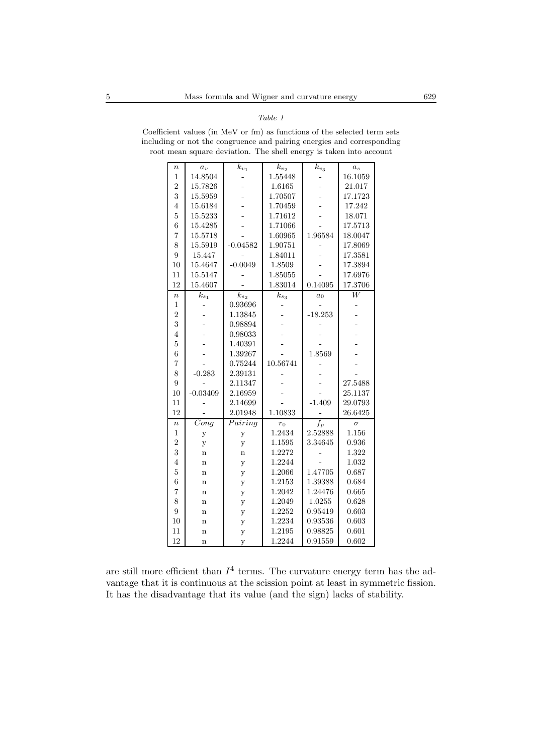*Table 1*

Coefficient values (in MeV or fm) as functions of the selected term sets including or not the congruence and pairing energies and corresponding root mean square deviation. The shell energy is taken into account

| $n$ | $a_v$ | $k_{v_1}$ | $k_{v_2}$ | $k_{v_3}$ | $a_s$ |
|---|---|---|---|---|---|
| 1 | 14.8504 | - | 1.55448 | - | 16.1059 |
| 2 | 15.7826 | - | 1.6165 | - | 21.017 |
| 3 | 15.5959 | - | 1.70507 | - | 17.1723 |
| 4 | 15.6184 | - | 1.70459 | - | 17.242 |
| 5 | 15.5233 | - | 1.71612 | - | 18.071 |
| 6 | 15.4285 | - | 1.71066 | - | 17.5713 |
| 7 | 15.5718 | - | 1.60965 | 1.96584 | 18.0047 |
| 8 | 15.5919 | -0.04582 | 1.90751 | - | 17.8069 |
| 9 | 15.447 | - | 1.84011 | - | 17.3581 |
| 10 | 15.4647 | -0.0049 | 1.8509 | - | 17.3894 |
| 11 | 15.5147 | - | 1.85055 | - | 17.6976 |
| 12 | 15.4607 | - | 1.83014 | 0.14095 | 17.3706 |
| $n$ | $k_{s_1}$ | $k_{s_2}$ | $k_{s_3}$ | $a_0$ | $W$ |
| 1 | - | 0.93696 | - | - | - |
| 2 | - | 1.13845 | - | -18.253 | - |
| 3 | - | 0.98894 | - | - | - |
| 4 | - | 0.98033 | - | - | - |
| 5 | - | 1.40391 | - | - | - |
| 6 | - | 1.39267 | - | 1.8569 | - |
| 7 | - | 0.75244 | 10.56741 | - | - |
| 8 | -0.283 | 2.39131 | - | - | - |
| 9 | - | 2.11347 | - | - | 27.5488 |
| 10 | -0.03409 | 2.16959 | - | - | 25.1137 |
| 11 | - | 2.14699 | - | -1.409 | 29.0793 |
| 12 | - | 2.01948 | 1.10833 | - | 26.6425 |
| $n$ | *Cong* | *Pairing* | $r_0$ | $f_p$ | $\sigma$ |
| 1 | y | y | 1.2434 | 2.52888 | 1.156 |
| 2 | y | y | 1.1595 | 3.34645 | 0.936 |
| 3 | n | n | 1.2272 | - | 1.322 |
| 4 | n | y | 1.2244 | - | 1.032 |
| 5 | n | y | 1.2066 | 1.47705 | 0.687 |
| 6 | n | y | 1.2153 | 1.39388 | 0.684 |
| 7 | n | y | 1.2042 | 1.24476 | 0.665 |
| 8 | n | y | 1.2049 | 1.0255 | 0.628 |
| 9 | n | y | 1.2252 | 0.95419 | 0.603 |
| 10 | n | y | 1.2234 | 0.93536 | 0.603 |
| 11 | n | y | 1.2195 | 0.98825 | 0.601 |
| 12 | n | y | 1.2244 | 0.91559 | 0.602 |

are still more efficient than $I^4$ terms. The curvature energy term has the advantage that it is continuous at the scission point at least in symmetric fission. It has the disadvantage that its value (and the sign) lacks of stability.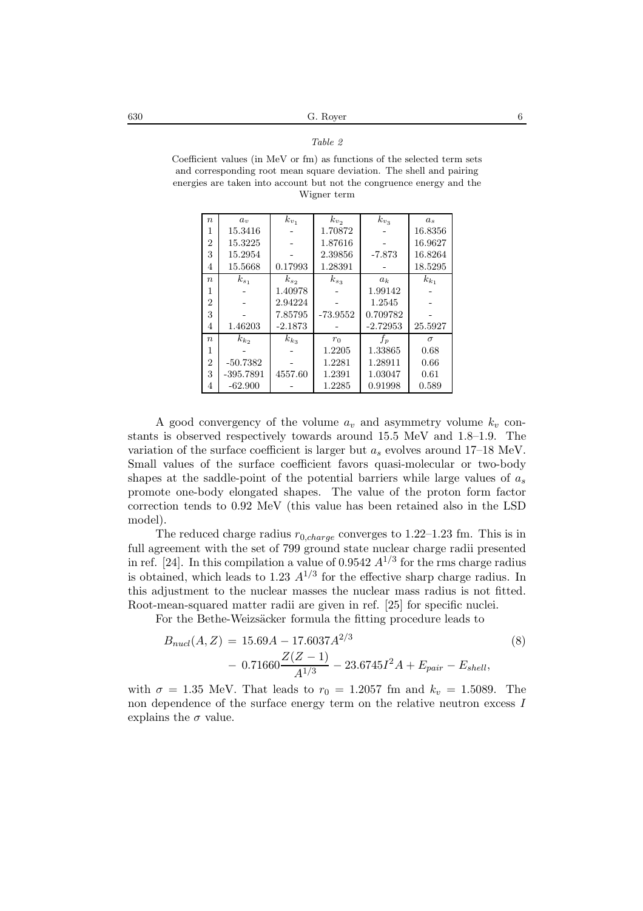*Table 2*

Coefficient values (in MeV or fm) as functions of the selected term sets and corresponding root mean square deviation. The shell and pairing energies are taken into account but not the congruence energy and the Wigner term

| $n$ | $a_v$ | $k_{v_1}$ | $k_{v_2}$ | $k_{v_3}$ | $a_s$ |
|---|---|---|---|---|---|
| 1 | 15.3416 | - | 1.70872 | - | 16.8356 |
| 2 | 15.3225 | - | 1.87616 | - | 16.9627 |
| 3 | 15.2954 | - | 2.39856 | -7.873 | 16.8264 |
| 4 | 15.5668 | 0.17993 | 1.28391 | - | 18.5295 |
| $n$ | $k_{s_1}$ | $k_{s_2}$ | $k_{s_3}$ | $a_k$ | $k_{k_1}$ |
| 1 | - | 1.40978 | - | 1.99142 | - |
| 2 | - | 2.94224 | - | 1.2545 | - |
| 3 | - | 7.85795 | -73.9552 | 0.709782 | - |
| 4 | 1.46203 | -2.1873 | - | -2.72953 | 25.5927 |
| $n$ | $k_{k_2}$ | $k_{k_3}$ | $r_0$ | $f_p$ | $\sigma$ |
| 1 | - | - | 1.2205 | 1.33865 | 0.68 |
| 2 | -50.7382 | - | 1.2281 | 1.28911 | 0.66 |
| 3 | -395.7891 | 4557.60 | 1.2391 | 1.03047 | 0.61 |
| 4 | -62.900 | - | 1.2285 | 0.91998 | 0.589 |

A good convergency of the volume $a_v$ and asymmetry volume $k_v$ constants is observed respectively towards around 15.5 MeV and 1.8–1.9. The variation of the surface coefficient is larger but $a_s$ evolves around 17–18 MeV. Small values of the surface coefficient favors quasi-molecular or two-body shapes at the saddle-point of the potential barriers while large values of $a_s$ promote one-body elongated shapes. The value of the proton form factor correction tends to 0.92 MeV (this value has been retained also in the LSD model).

The reduced charge radius $r_{0,charge}$ converges to 1.22–1.23 fm. This is in full agreement with the set of 799 ground state nuclear charge radii presented in ref. [24]. In this compilation a value of 0.9542 $A^{1/3}$ for the rms charge radius is obtained, which leads to 1.23 $A^{1/3}$ for the effective sharp charge radius. In this adjustment to the nuclear masses the nuclear mass radius is not fitted. Root-mean-squared matter radii are given in ref. [25] for specific nuclei.

For the Bethe-Weizsäcker formula the fitting procedure leads to

$$
\begin{aligned}
B_{nucl}(A,Z) = \; & 15.69A - 17.6037A^{2/3} \\
& - 0.71660\frac{Z(Z-1)}{A^{1/3}} - 23.6745I^2A + E_{pair} - E_{shell},
\end{aligned}
\tag{8}
$$

with $\sigma = 1.35$ MeV. That leads to $r_0 = 1.2057$ fm and $k_v = 1.5089$. The non dependence of the surface energy term on the relative neutron excess $I$ explains the $\sigma$ value.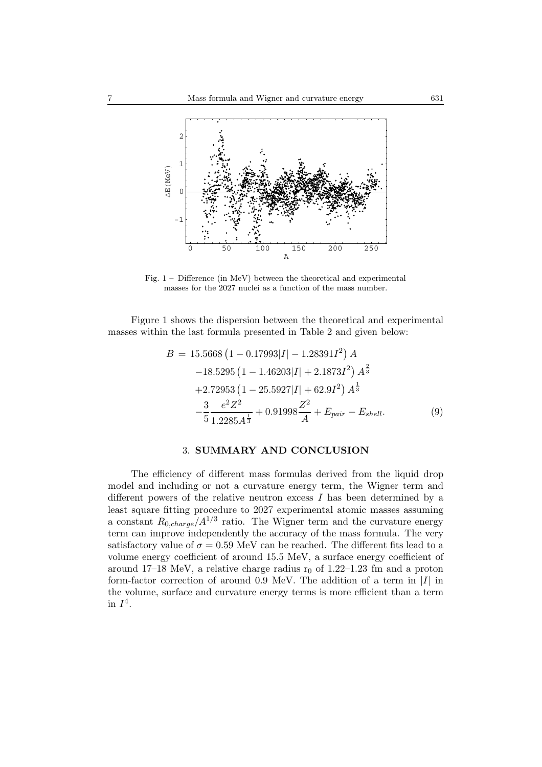Fig. 1 – Difference (in MeV) between the theoretical and experimental masses for the 2027 nuclei as a function of the mass number.

Figure 1 shows the dispersion between the theoretical and experimental masses within the last formula presented in Table 2 and given below:

$$
\begin{aligned}
B = {} & 15.5668 \left(1 - 0.17993|I| - 1.28391 I^2\right) A \\
& -18.5295 \left(1 - 1.46203|I| + 2.1873 I^2\right) A^{\frac{2}{3}} \\
& +2.72953 \left(1 - 25.5927|I| + 62.9 I^2\right) A^{\frac{1}{3}} \\
& -\frac{3}{5}\frac{e^2 Z^2}{1.2285 A^{\frac{1}{3}}} + 0.91998\frac{Z^2}{A} + E_{pair} - E_{shell}.
\end{aligned}
\tag{9}
$$

## 3. SUMMARY AND CONCLUSION

The efficiency of different mass formulas derived from the liquid drop model and including or not a curvature energy term, the Wigner term and different powers of the relative neutron excess $I$ has been determined by a least square fitting procedure to 2027 experimental atomic masses assuming a constant $R_{0,charge}/A^{1/3}$ ratio. The Wigner term and the curvature energy term can improve independently the accuracy of the mass formula. The very satisfactory value of $\sigma = 0.59$ MeV can be reached. The different fits lead to a volume energy coefficient of around 15.5 MeV, a surface energy coefficient of around 17–18 MeV, a relative charge radius $r_0$ of 1.22–1.23 fm and a proton form-factor correction of around 0.9 MeV. The addition of a term in $|I|$ in the volume, surface and curvature energy terms is more efficient than a term in $I^4$.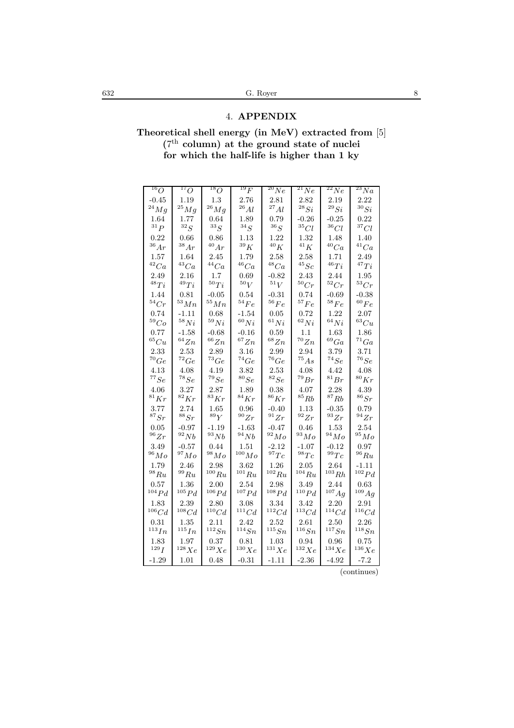## 4. APPENDIX

**Theoretical shell energy (in MeV) extracted from [5] ($7^{th}$ column) at the ground state of nuclei for which the half-life is higher than 1 ky**

| $^{16}O$ | $^{17}O$ | $^{18}O$ | $^{19}F$ | $^{20}Ne$ | $^{21}Ne$ | $^{22}Ne$ | $^{23}Na$ |
|---|---|---|---|---|---|---|---|
| -0.45 | 1.19 | 1.3 | 2.76 | 2.81 | 2.82 | 2.19 | 2.22 |
| $^{24}Mg$ | $^{25}Mg$ | $^{26}Mg$ | $^{26}Al$ | $^{27}Al$ | $^{28}Si$ | $^{29}Si$ | $^{30}Si$ |
| 1.64 | 1.77 | 0.64 | 1.89 | 0.79 | -0.26 | -0.25 | 0.22 |
| $^{31}P$ | $^{32}S$ | $^{33}S$ | $^{34}S$ | $^{36}S$ | $^{35}Cl$ | $^{36}Cl$ | $^{37}Cl$ |
| 0.22 | 0.66 | 0.86 | 1.13 | 1.22 | 1.32 | 1.48 | 1.40 |
| $^{36}Ar$ | $^{38}Ar$ | $^{40}Ar$ | $^{39}K$ | $^{40}K$ | $^{41}K$ | $^{40}Ca$ | $^{41}Ca$ |
| 1.57 | 1.64 | 2.45 | 1.79 | 2.58 | 2.58 | 1.71 | 2.49 |
| $^{42}Ca$ | $^{43}Ca$ | $^{44}Ca$ | $^{46}Ca$ | $^{48}Ca$ | $^{45}Sc$ | $^{46}Ti$ | $^{47}Ti$ |
| 2.49 | 2.16 | 1.7 | 0.69 | -0.82 | 2.43 | 2.44 | 1.95 |
| $^{48}Ti$ | $^{49}Ti$ | $^{50}Ti$ | $^{50}V$ | $^{51}V$ | $^{50}Cr$ | $^{52}Cr$ | $^{53}Cr$ |
| 1.44 | 0.81 | -0.05 | 0.54 | -0.31 | 0.74 | -0.69 | -0.38 |
| $^{54}Cr$ | $^{53}Mn$ | $^{55}Mn$ | $^{54}Fe$ | $^{56}Fe$ | $^{57}Fe$ | $^{58}Fe$ | $^{60}Fe$ |
| 0.74 | -1.11 | 0.68 | -1.54 | 0.05 | 0.72 | 1.22 | 2.07 |
| $^{59}Co$ | $^{58}Ni$ | $^{59}Ni$ | $^{60}Ni$ | $^{61}Ni$ | $^{62}Ni$ | $^{64}Ni$ | $^{63}Cu$ |
| 0.77 | -1.58 | -0.68 | -0.16 | 0.59 | 1.1 | 1.63 | 1.86 |
| $^{65}Cu$ | $^{64}Zn$ | $^{66}Zn$ | $^{67}Zn$ | $^{68}Zn$ | $^{70}Zn$ | $^{69}Ga$ | $^{71}Ga$ |
| 2.33 | 2.53 | 2.89 | 3.16 | 2.99 | 2.94 | 3.79 | 3.71 |
| $^{70}Ge$ | $^{72}Ge$ | $^{73}Ge$ | $^{74}Ge$ | $^{76}Ge$ | $^{75}As$ | $^{74}Se$ | $^{76}Se$ |
| 4.13 | 4.08 | 4.19 | 3.82 | 2.53 | 4.08 | 4.42 | 4.08 |
| $^{77}Se$ | $^{78}Se$ | $^{79}Se$ | $^{80}Se$ | $^{82}Se$ | $^{79}Br$ | $^{81}Br$ | $^{80}Kr$ |
| 4.06 | 3.27 | 2.87 | 1.89 | 0.38 | 4.07 | 2.28 | 4.39 |
| $^{81}Kr$ | $^{82}Kr$ | $^{83}Kr$ | $^{84}Kr$ | $^{86}Kr$ | $^{85}Rb$ | $^{87}Rb$ | $^{86}Sr$ |
| 3.77 | 2.74 | 1.65 | 0.96 | -0.40 | 1.13 | -0.35 | 0.79 |
| $^{87}Sr$ | $^{88}Sr$ | $^{89}Y$ | $^{90}Zr$ | $^{91}Zr$ | $^{92}Zr$ | $^{93}Zr$ | $^{94}Zr$ |
| 0.05 | -0.97 | -1.19 | -1.63 | -0.47 | 0.46 | 1.53 | 2.54 |
| $^{96}Zr$ | $^{92}Nb$ | $^{93}Nb$ | $^{94}Nb$ | $^{92}Mo$ | $^{93}Mo$ | $^{94}Mo$ | $^{95}Mo$ |
| 3.49 | -0.57 | 0.44 | 1.51 | -2.12 | -1.07 | -0.12 | 0.97 |
| $^{96}Mo$ | $^{97}Mo$ | $^{98}Mo$ | $^{100}Mo$ | $^{97}Tc$ | $^{98}Tc$ | $^{99}Tc$ | $^{96}Ru$ |
| 1.79 | 2.46 | 2.98 | 3.62 | 1.26 | 2.05 | 2.64 | -1.11 |
| $^{98}Ru$ | $^{99}Ru$ | $^{100}Ru$ | $^{101}Ru$ | $^{102}Ru$ | $^{104}Ru$ | $^{103}Rh$ | $^{102}Pd$ |
| 0.57 | 1.36 | 2.00 | 2.54 | 2.98 | 3.49 | 2.44 | 0.63 |
| $^{104}Pd$ | $^{105}Pd$ | $^{106}Pd$ | $^{107}Pd$ | $^{108}Pd$ | $^{110}Pd$ | $^{107}Ag$ | $^{109}Ag$ |
| 1.83 | 2.39 | 2.80 | 3.08 | 3.34 | 3.42 | 2.20 | 2.91 |
| $^{106}Cd$ | $^{108}Cd$ | $^{110}Cd$ | $^{111}Cd$ | $^{112}Cd$ | $^{113}Cd$ | $^{114}Cd$ | $^{116}Cd$ |
| 0.31 | 1.35 | 2.11 | 2.42 | 2.52 | 2.61 | 2.50 | 2.26 |
| $^{113}In$ | $^{115}In$ | $^{112}Sn$ | $^{114}Sn$ | $^{115}Sn$ | $^{116}Sn$ | $^{117}Sn$ | $^{118}Sn$ |
| 1.83 | 1.97 | 0.37 | 0.81 | 1.03 | 0.94 | 0.96 | 0.75 |
| $^{129}I$ | $^{128}Xe$ | $^{129}Xe$ | $^{130}Xe$ | $^{131}Xe$ | $^{132}Xe$ | $^{134}Xe$ | $^{136}Xe$ |
| -1.29 | 1.01 | 0.48 | -0.31 | -1.11 | -2.36 | -4.92 | -7.2 |

(continues)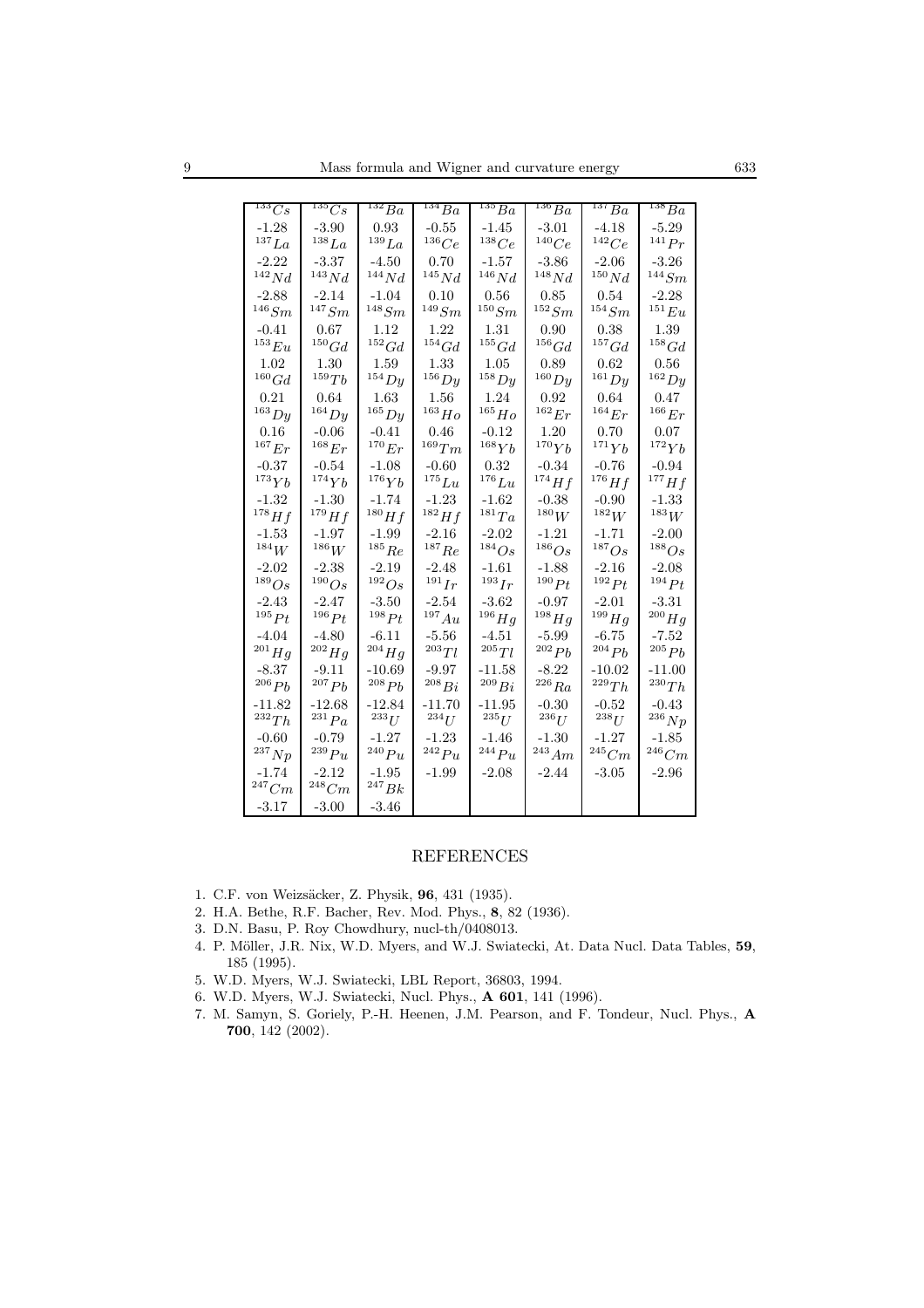| $^{133}Cs$ | $^{135}Cs$ | $^{132}Ba$ | $^{134}Ba$ | $^{135}Ba$ | $^{136}Ba$ | $^{137}Ba$ | $^{138}Ba$ |
|---|---|---|---|---|---|---|---|
| -1.28 | -3.90 | 0.93 | -0.55 | -1.45 | -3.01 | -4.18 | -5.29 |
| $^{137}La$ | $^{138}La$ | $^{139}La$ | $^{136}Ce$ | $^{138}Ce$ | $^{140}Ce$ | $^{142}Ce$ | $^{141}Pr$ |
| -2.22 | -3.37 | -4.50 | 0.70 | -1.57 | -3.86 | -2.06 | -3.26 |
| $^{142}Nd$ | $^{143}Nd$ | $^{144}Nd$ | $^{145}Nd$ | $^{146}Nd$ | $^{148}Nd$ | $^{150}Nd$ | $^{144}Sm$ |
| -2.88 | -2.14 | -1.04 | 0.10 | 0.56 | 0.85 | 0.54 | -2.28 |
| $^{146}Sm$ | $^{147}Sm$ | $^{148}Sm$ | $^{149}Sm$ | $^{150}Sm$ | $^{152}Sm$ | $^{154}Sm$ | $^{151}Eu$ |
| -0.41 | 0.67 | 1.12 | 1.22 | 1.31 | 0.90 | 0.38 | 1.39 |
| $^{153}Eu$ | $^{150}Gd$ | $^{152}Gd$ | $^{154}Gd$ | $^{155}Gd$ | $^{156}Gd$ | $^{157}Gd$ | $^{158}Gd$ |
| 1.02 | 1.30 | 1.59 | 1.33 | 1.05 | 0.89 | 0.62 | 0.56 |
| $^{160}Gd$ | $^{159}Tb$ | $^{154}Dy$ | $^{156}Dy$ | $^{158}Dy$ | $^{160}Dy$ | $^{161}Dy$ | $^{162}Dy$ |
| 0.21 | 0.64 | 1.63 | 1.56 | 1.24 | 0.92 | 0.64 | 0.47 |
| $^{163}Dy$ | $^{164}Dy$ | $^{165}Dy$ | $^{163}Ho$ | $^{165}Ho$ | $^{162}Er$ | $^{164}Er$ | $^{166}Er$ |
| 0.16 | -0.06 | -0.41 | 0.46 | -0.12 | 1.20 | 0.70 | 0.07 |
| $^{167}Er$ | $^{168}Er$ | $^{170}Er$ | $^{169}Tm$ | $^{168}Yb$ | $^{170}Yb$ | $^{171}Yb$ | $^{172}Yb$ |
| -0.37 | -0.54 | -1.08 | -0.60 | 0.32 | -0.34 | -0.76 | -0.94 |
| $^{173}Yb$ | $^{174}Yb$ | $^{176}Yb$ | $^{175}Lu$ | $^{176}Lu$ | $^{174}Hf$ | $^{176}Hf$ | $^{177}Hf$ |
| -1.32 | -1.30 | -1.74 | -1.23 | -1.62 | -0.38 | -0.90 | -1.33 |
| $^{178}Hf$ | $^{179}Hf$ | $^{180}Hf$ | $^{182}Hf$ | $^{181}Ta$ | $^{180}W$ | $^{182}W$ | $^{183}W$ |
| -1.53 | -1.97 | -1.99 | -2.16 | -2.02 | -1.21 | -1.71 | -2.00 |
| $^{184}W$ | $^{186}W$ | $^{185}Re$ | $^{187}Re$ | $^{184}Os$ | $^{186}Os$ | $^{187}Os$ | $^{188}Os$ |
| -2.02 | -2.38 | -2.19 | -2.48 | -1.61 | -1.88 | -2.16 | -2.08 |
| $^{189}Os$ | $^{190}Os$ | $^{192}Os$ | $^{191}Ir$ | $^{193}Ir$ | $^{190}Pt$ | $^{192}Pt$ | $^{194}Pt$ |
| -2.43 | -2.47 | -3.50 | -2.54 | -3.62 | -0.97 | -2.01 | -3.31 |
| $^{195}Pt$ | $^{196}Pt$ | $^{198}Pt$ | $^{197}Au$ | $^{196}Hg$ | $^{198}Hg$ | $^{199}Hg$ | $^{200}Hg$ |
| -4.04 | -4.80 | -6.11 | -5.56 | -4.51 | -5.99 | -6.75 | -7.52 |
| $^{201}Hg$ | $^{202}Hg$ | $^{204}Hg$ | $^{203}Tl$ | $^{205}Tl$ | $^{202}Pb$ | $^{204}Pb$ | $^{205}Pb$ |
| -8.37 | -9.11 | -10.69 | -9.97 | -11.58 | -8.22 | -10.02 | -11.00 |
| $^{206}Pb$ | $^{207}Pb$ | $^{208}Pb$ | $^{208}Bi$ | $^{209}Bi$ | $^{226}Ra$ | $^{229}Th$ | $^{230}Th$ |
| -11.82 | -12.68 | -12.84 | -11.70 | -11.95 | -0.30 | -0.52 | -0.43 |
| $^{232}Th$ | $^{231}Pa$ | $^{233}U$ | $^{234}U$ | $^{235}U$ | $^{236}U$ | $^{238}U$ | $^{236}Np$ |
| -0.60 | -0.79 | -1.27 | -1.23 | -1.46 | -1.30 | -1.27 | -1.85 |
| $^{237}Np$ | $^{239}Pu$ | $^{240}Pu$ | $^{242}Pu$ | $^{244}Pu$ | $^{243}Am$ | $^{245}Cm$ | $^{246}Cm$ |
| -1.74 | -2.12 | -1.95 | -1.99 | -2.08 | -2.44 | -3.05 | -2.96 |
| $^{247}Cm$ | $^{248}Cm$ | $^{247}Bk$ | | | | | |
| -3.17 | -3.00 | -3.46 | | | | | |

## REFERENCES

1. C.F. von Weizsäcker, Z. Physik, **96**, 431 (1935).
2. H.A. Bethe, R.F. Bacher, Rev. Mod. Phys., **8**, 82 (1936).
3. D.N. Basu, P. Roy Chowdhury, nucl-th/0408013.
4. P. Möller, J.R. Nix, W.D. Myers, and W.J. Swiatecki, At. Data Nucl. Data Tables, **59**, 185 (1995).
5. W.D. Myers, W.J. Swiatecki, LBL Report, 36803, 1994.
6. W.D. Myers, W.J. Swiatecki, Nucl. Phys., **A 601**, 141 (1996).
7. M. Samyn, S. Goriely, P.-H. Heenen, J.M. Pearson, and F. Tondeur, Nucl. Phys., **A 700**, 142 (2002).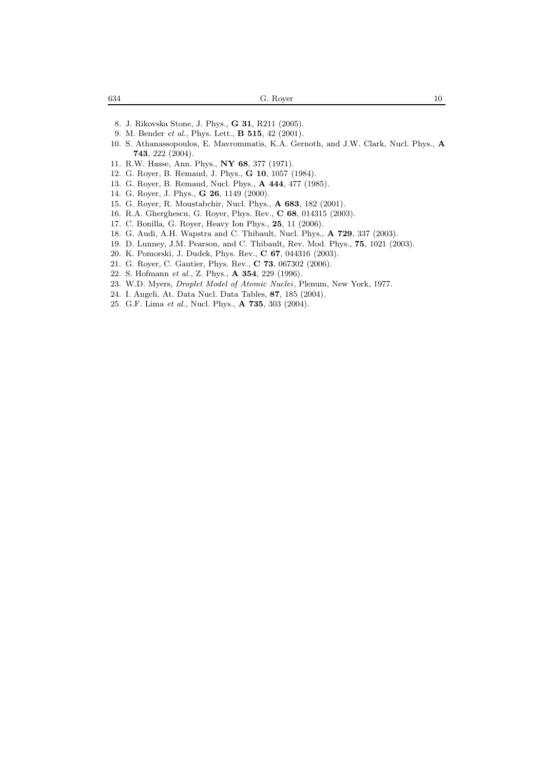8. J. Rikovska Stone, J. Phys., **G 31**, R211 (2005).
9. M. Bender *et al.*, Phys. Lett., **B 515**, 42 (2001).
10. S. Athanassopoulos, E. Mavrommatis, K.A. Gernoth, and J.W. Clark, Nucl. Phys., **A 743**, 222 (2004).
11. R.W. Hasse, Ann. Phys., **NY 68**, 377 (1971).
12. G. Royer, B. Remaud, J. Phys., **G 10**, 1057 (1984).
13. G. Royer, B. Remaud, Nucl. Phys., **A 444**, 477 (1985).
14. G. Royer, J. Phys., **G 26**, 1149 (2000).
15. G. Royer, R. Moustabchir, Nucl. Phys., **A 683**, 182 (2001).
16. R.A. Gherghescu, G. Royer, Phys. Rev., **C 68**, 014315 (2003).
17. C. Bonilla, G. Royer, Heavy Ion Phys., **25**, 11 (2006).
18. G. Audi, A.H. Wapstra and C. Thibault, Nucl. Phys., **A 729**, 337 (2003).
19. D. Lunney, J.M. Pearson, and C. Thibault, Rev. Mod. Phys., **75**, 1021 (2003).
20. K. Pomorski, J. Dudek, Phys. Rev., **C 67**, 044316 (2003).
21. G. Royer, C. Gautier, Phys. Rev., **C 73**, 067302 (2006).
22. S. Hofmann *et al.*, Z. Phys., **A 354**, 229 (1996).
23. W.D. Myers, *Droplet Model of Atomic Nuclei*, Plenum, New York, 1977.
24. I. Angeli, At. Data Nucl. Data Tables, **87**, 185 (2004).
25. G.F. Lima *et al.*, Nucl. Phys., **A 735**, 303 (2004).